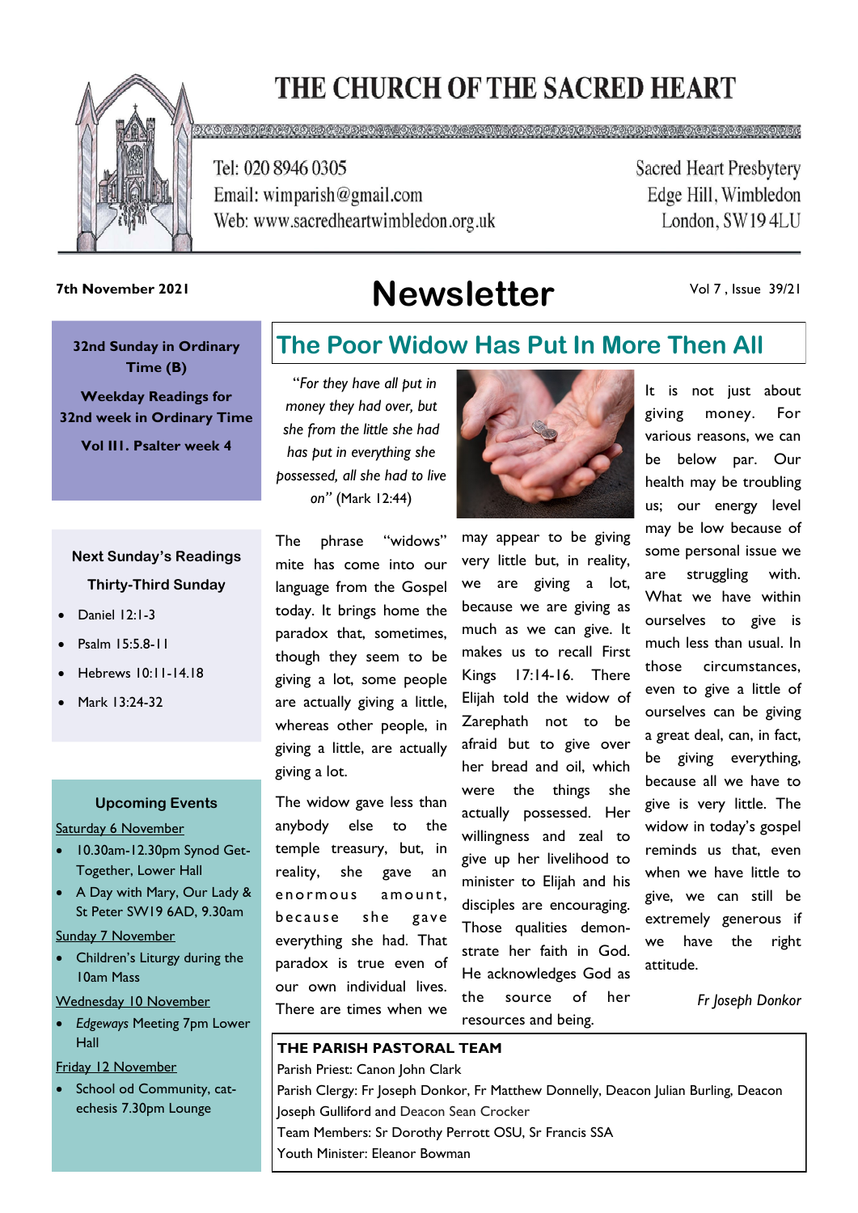# THE CHURCH OF THE SACRED HEART

Tel: 020 8946 0305
Email: wimparish@gmail.com
Web: www.sacredheartwimbledon.org.uk

Sacred Heart Presbytery
Edge Hill, Wimbledon
London, SW19 4LU

**7th November 2021**

# Newsletter

Vol 7 , Issue 39/21

**32nd Sunday in Ordinary Time (B)**

**Weekday Readings for 32nd week in Ordinary Time**

**Vol III. Psalter week 4**

## The Poor Widow Has Put In More Then All

*"For they have all put in money they had over, but she from the little she had has put in everything she possessed, all she had to live on"* (Mark 12:44)

The phrase "widows" mite has come into our language from the Gospel today. It brings home the paradox that, sometimes, though they seem to be giving a lot, some people are actually giving a little, whereas other people, in giving a little, are actually giving a lot.

The widow gave less than anybody else to the temple treasury, but, in reality, she gave an enormous amount, because she gave everything she had. That paradox is true even of our own individual lives. There are times when we may appear to be giving very little but, in reality, we are giving a lot, because we are giving as much as we can give. It makes us to recall First Kings 17:14-16. There Elijah told the widow of Zarephath not to be afraid but to give over her bread and oil, which were the things she actually possessed. Her willingness and zeal to give up her livelihood to minister to Elijah and his disciples are encouraging. Those qualities demonstrate her faith in God. He acknowledges God as the source of her resources and being.

It is not just about giving money. For various reasons, we can be below par. Our health may be troubling us; our energy level may be low because of some personal issue we are struggling with. What we have within ourselves to give is much less than usual. In those circumstances, even to give a little of ourselves can be giving a great deal, can, in fact, be giving everything, because all we have to give is very little. The widow in today's gospel reminds us that, even when we have little to give, we can still be extremely generous if we have the right attitude.

*Fr Joseph Donkor*

### Next Sunday's Readings

**Thirty-Third Sunday**

- Daniel 12:1-3
- Psalm 15:5.8-11
- Hebrews 10:11-14.18
- Mark 13:24-32

### Upcoming Events

Saturday 6 November

- 10.30am-12.30pm Synod Get-Together, Lower Hall
- A Day with Mary, Our Lady & St Peter SW19 6AD, 9.30am

Sunday 7 November

- Children's Liturgy during the 10am Mass

Wednesday 10 November

- *Edgeways* Meeting 7pm Lower Hall

Friday 12 November

- School od Community, catechesis 7.30pm Lounge

### THE PARISH PASTORAL TEAM

Parish Priest: Canon John Clark
Parish Clergy: Fr Joseph Donkor, Fr Matthew Donnelly, Deacon Julian Burling, Deacon Joseph Gulliford and Deacon Sean Crocker
Team Members: Sr Dorothy Perrott OSU, Sr Francis SSA
Youth Minister: Eleanor Bowman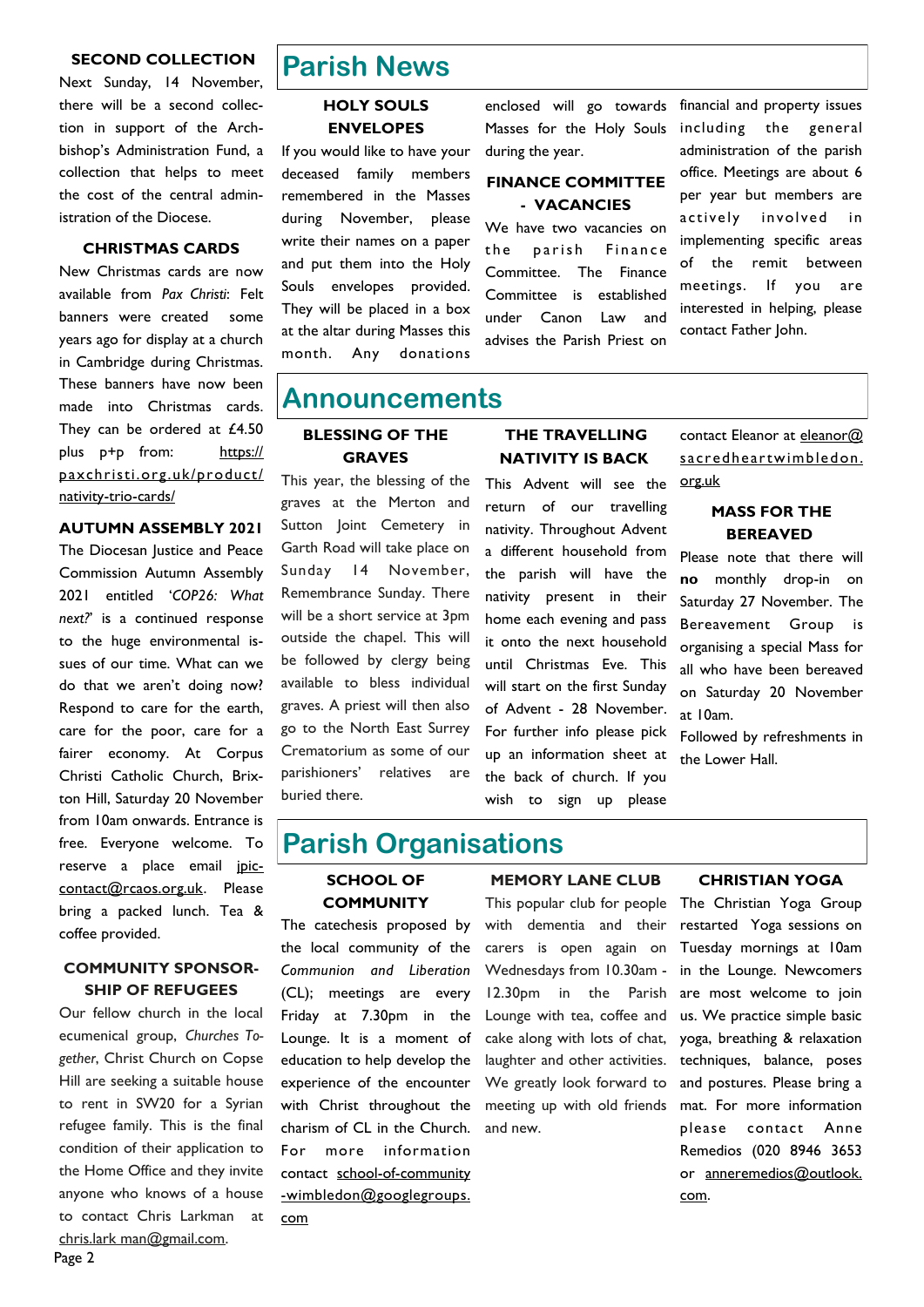### SECOND COLLECTION

Next Sunday, 14 November, there will be a second collection in support of the Archbishop's Administration Fund, a collection that helps to meet the cost of the central administration of the Diocese.

### CHRISTMAS CARDS

New Christmas cards are now available from *Pax Christi*: Felt banners were created some years ago for display at a church in Cambridge during Christmas. These banners have now been made into Christmas cards. They can be ordered at £4.50 plus p+p from: https://paxchristi.org.uk/product/nativity-trio-cards/

### AUTUMN ASSEMBLY 2021

The Diocesan Justice and Peace Commission Autumn Assembly 2021 entitled *'COP26: What next?'* is a continued response to the huge environmental issues of our time. What can we do that we aren't doing now? Respond to care for the earth, care for the poor, care for a fairer economy. At Corpus Christi Catholic Church, Brixton Hill, Saturday 20 November from 10am onwards. Entrance is free. Everyone welcome. To reserve a place email jpic-contact@rcaos.org.uk. Please bring a packed lunch. Tea & coffee provided.

### COMMUNITY SPONSORSHIP OF REFUGEES

Our fellow church in the local ecumenical group, *Churches Together*, Christ Church on Copse Hill are seeking a suitable house to rent in SW20 for a Syrian refugee family. This is the final condition of their application to the Home Office and they invite anyone who knows of a house to contact Chris Larkman at chris.lark man@gmail.com.

# Parish News

### HOLY SOULS ENVELOPES

If you would like to have your deceased family members remembered in the Masses during November, please write their names on a paper and put them into the Holy Souls envelopes provided. They will be placed in a box at the altar during Masses this month. Any donations enclosed will go towards Masses for the Holy Souls during the year.

### FINANCE COMMITTEE - VACANCIES

We have two vacancies on the parish Finance Committee. The Finance Committee is established under Canon Law and advises the Parish Priest on financial and property issues including the general administration of the parish office. Meetings are about 6 per year but members are actively involved in implementing specific areas of the remit between meetings. If you are interested in helping, please contact Father John.

# Announcements

### BLESSING OF THE GRAVES

This year, the blessing of the graves at the Merton and Sutton Joint Cemetery in Garth Road will take place on Sunday 14 November, Remembrance Sunday. There will be a short service at 3pm outside the chapel. This will be followed by clergy being available to bless individual graves. A priest will then also go to the North East Surrey Crematorium as some of our parishioners' relatives are buried there.

### THE TRAVELLING NATIVITY IS BACK

This Advent will see the return of our travelling nativity. Throughout Advent a different household from the parish will have the nativity present in their home each evening and pass it onto the next household until Christmas Eve. This will start on the first Sunday of Advent - 28 November. For further info please pick up an information sheet at the back of church. If you wish to sign up please contact Eleanor at eleanor@sacredheartwimbledon.org.uk

### MASS FOR THE BEREAVED

Please note that there will **no** monthly drop-in on Saturday 27 November. The Bereavement Group is organising a special Mass for all who have been bereaved on Saturday 20 November at 10am.

Followed by refreshments in the Lower Hall.

# Parish Organisations

### SCHOOL OF COMMUNITY

The catechesis proposed by the local community of the *Communion and Liberation* (CL); meetings are every Friday at 7.30pm in the Lounge. It is a moment of education to help develop the experience of the encounter with Christ throughout the charism of CL in the Church. For more information contact school-of-community-wimbledon@googlegroups.com

### MEMORY LANE CLUB

This popular club for people with dementia and their carers is open again on Wednesdays from 10.30am - 12.30pm in the Parish Lounge with tea, coffee and cake along with lots of chat, laughter and other activities. We greatly look forward to meeting up with old friends and new.

### CHRISTIAN YOGA

The Christian Yoga Group restarted Yoga sessions on Tuesday mornings at 10am in the Lounge. Newcomers are most welcome to join us. We practice simple basic yoga, breathing & relaxation techniques, balance, poses and postures. Please bring a mat. For more information please contact Anne Remedios (020 8946 3653 or anneremedios@outlook.com.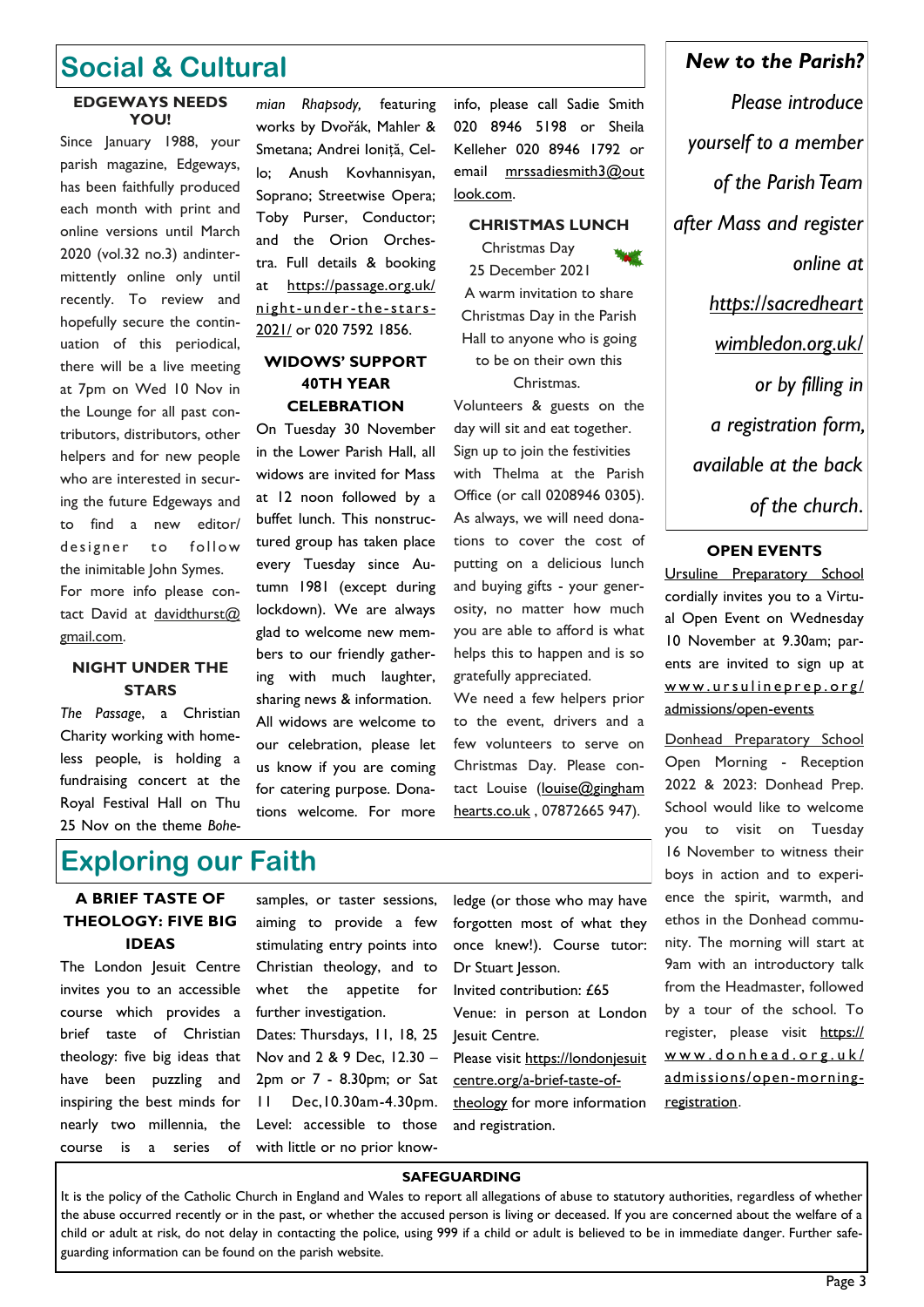# Social & Cultural

### EDGEWAYS NEEDS YOU!

Since January 1988, your parish magazine, Edgeways, has faithfully produced each month with print and online versions until March 2020 (vol.32 no.3) andintermittently online only until recently. To review and hopefully secure the continuation of this periodical, there will be a live meeting at 7pm on Wed 10 Nov in the Lounge for all past contributors, distributors, other helpers and for new people who are interested in securing the future Edgeways and to find a new editor/ designer to follow the inimitable John Symes.

For more info please contact David at davidthurst@gmail.com.

### NIGHT UNDER THE STARS

*The Passage*, a Christian Charity working with homeless people, is holding a fundraising concert at the Royal Festival Hall on Thu 25 Nov on the theme *Bohemian Rhapsody,* featuring works by Dvořák, Mahler & Smetana; Andrei Ioniță, Cello; Anush Kovhannisyan, Soprano; Streetwise Opera; Toby Purser, Conductor; and the Orion Orchestra. Full details & booking at https://passage.org.uk/night-under-the-stars-2021/ or 020 7592 1856.

### WIDOWS' SUPPORT 40TH YEAR CELEBRATION

On Tuesday 30 November in the Lower Parish Hall, all widows are invited for Mass at 12 noon followed by a buffet lunch. This nonstructured group has taken place every Tuesday since Autumn 1981 (except during lockdown). We are always glad to welcome new members to our friendly gathering with much laughter, sharing news & information. All widows are welcome to our celebration, please let us know if you are coming for catering purpose. Donations welcome. For more info, please call Sadie Smith 020 8946 5198 or Sheila Kelleher 020 8946 1792 or email mrssadiesmith3@outlook.com.

### CHRISTMAS LUNCH

Christmas Day
25 December 2021

A warm invitation to share Christmas Day in the Parish Hall to anyone who is going to be on their own this Christmas.

Volunteers & guests on the day will sit and eat together. Sign up to join the festivities with Thelma at the Parish Office (or call 0208946 0305). As always, we will need donations to cover the cost of putting on a delicious lunch and buying gifts - your generosity, no matter how much you are able to afford is what helps this to happen and is so gratefully appreciated.

We need a few helpers prior to the event, drivers and a few volunteers to serve on Christmas Day. Please contact Louise (louise@ginghamhearts.co.uk , 07872665 947).

# Exploring our Faith

### A BRIEF TASTE OF THEOLOGY: FIVE BIG IDEAS

The London Jesuit Centre invites you to an accessible course which provides a brief taste of Christian theology: five big ideas that have been puzzling and inspiring the best minds for nearly two millennia, the course is a series of samples, or taster sessions, aiming to provide a few stimulating entry points into Christian theology, and to whet the appetite for further investigation.

Dates: Thursdays, 11, 18, 25 Nov and 2 & 9 Dec, 12.30 – 2pm or 7 - 8.30pm; or Sat 11 Dec,10.30am-4.30pm. Level: accessible to those with little or no prior knowledge (or those who may have forgotten most of what they once knew!). Course tutor: Dr Stuart Jesson.

Invited contribution: £65

Venue: in person at London Jesuit Centre.

Please visit https://londonjesuitcentre.org/a-brief-taste-of-theology for more information and registration.

***New to the Parish?***

*Please introduce yourself to a member of the Parish Team after Mass and register online at https://sacredheartwimbledon.org.uk/ or by filling in a registration form, available at the back of the church.*

### OPEN EVENTS

Ursuline Preparatory School cordially invites you to a Virtual Open Event on Wednesday 10 November at 9.30am; parents are invited to sign up at www.ursulineprep.org/admissions/open-events

Donhead Preparatory School Open Morning - Reception 2022 & 2023: Donhead Prep. School would like to welcome you to visit on Tuesday 16 November to witness their boys in action and to experience the spirit, warmth, and ethos in the Donhead community. The morning will start at 9am with an introductory talk from the Headmaster, followed by a tour of the school. To register, please visit https://www.donhead.org.uk/admissions/open-morning-registration.

### SAFEGUARDING

It is the policy of the Catholic Church in England and Wales to report all allegations of abuse to statutory authorities, regardless of whether the abuse occurred recently or in the past, or whether the accused person is living or deceased. If you are concerned about the welfare of a child or adult at risk, do not delay in contacting the police, using 999 if a child or adult is believed to be in immediate danger. Further safeguarding information can be found on the parish website.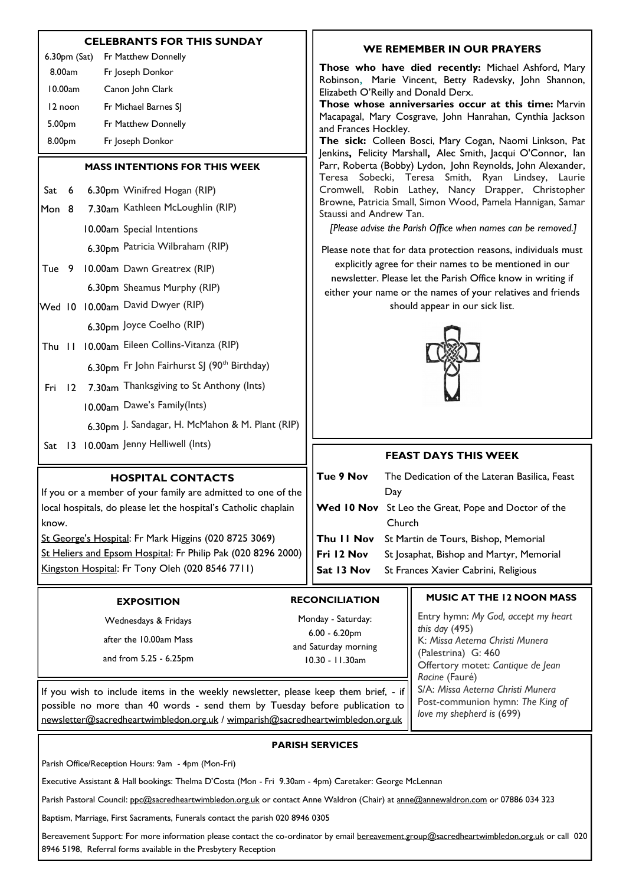## CELEBRANTS FOR THIS SUNDAY

| | |
|---|---|
| 6.30pm (Sat) | Fr Matthew Donnelly |
| 8.00am | Fr Joseph Donkor |
| 10.00am | Canon John Clark |
| 12 noon | Fr Michael Barnes SJ |
| 5.00pm | Fr Matthew Donnelly |
| 8.00pm | Fr Joseph Donkor |

## MASS INTENTIONS FOR THIS WEEK

| | | |
|---|---|---|
| Sat 6 | 6.30pm | Winifred Hogan (RIP) |
| Mon 8 | 7.30am | Kathleen McLoughlin (RIP) |
| | 10.00am | Special Intentions |
| | 6.30pm | Patricia Wilbraham (RIP) |
| Tue 9 | 10.00am | Dawn Greatrex (RIP) |
| | 6.30pm | Sheamus Murphy (RIP) |
| Wed 10 | 10.00am | David Dwyer (RIP) |
| | 6.30pm | Joyce Coelho (RIP) |
| Thu 11 | 10.00am | Eileen Collins-Vitanza (RIP) |
| | 6.30pm | Fr John Fairhurst SJ (90th Birthday) |
| Fri 12 | 7.30am | Thanksgiving to St Anthony (Ints) |
| | 10.00am | Dawe's Family(Ints) |
| | 6.30pm | J. Sandagar, H. McMahon & M. Plant (RIP) |
| Sat 13 | 10.00am | Jenny Helliwell (Ints) |

## HOSPITAL CONTACTS

If you or a member of your family are admitted to one of the local hospitals, do please let the hospital's Catholic chaplain know.

St George's Hospital: Fr Mark Higgins (020 8725 3069)
St Heliers and Epsom Hospital: Fr Philip Pak (020 8296 2000)
Kingston Hospital: Fr Tony Oleh (020 8546 7711)

## WE REMEMBER IN OUR PRAYERS

**Those who have died recently:** Michael Ashford, Mary Robinson, Marie Vincent, Betty Radevsky, John Shannon, Elizabeth O'Reilly and Donald Derx.

**Those whose anniversaries occur at this time:** Marvin Macapagal, Mary Cosgrave, John Hanrahan, Cynthia Jackson and Frances Hockley.

**The sick:** Colleen Bosci, Mary Cogan, Naomi Linkson, Pat Jenkins**,** Felicity Marshall**,** Alec Smith, Jacqui O'Connor, Ian Parr, Roberta (Bobby) Lydon, John Reynolds, John Alexander, Teresa Sobecki, Teresa Smith, Ryan Lindsey, Laurie Cromwell, Robin Lathey, Nancy Drapper, Christopher Browne, Patricia Small, Simon Wood, Pamela Hannigan, Samar Staussi and Andrew Tan.

*[Please advise the Parish Office when names can be removed.]*

Please note that for data protection reasons, individuals must explicitly agree for their names to be mentioned in our newsletter. Please let the Parish Office know in writing if either your name or the names of your relatives and friends should appear in our sick list.

## FEAST DAYS THIS WEEK

| | |
|---|---|
| **Tue 9 Nov** | The Dedication of the Lateran Basilica, Feast Day |
| **Wed 10 Nov** | St Leo the Great, Pope and Doctor of the Church |
| **Thu 11 Nov** | St Martin de Tours, Bishop, Memorial |
| **Fri 12 Nov** | St Josaphat, Bishop and Martyr, Memorial |
| **Sat 13 Nov** | St Frances Xavier Cabrini, Religious |

## EXPOSITION

Wednesdays & Fridays
after the 10.00am Mass
and from 5.25 - 6.25pm

## RECONCILIATION

Monday - Saturday:
6.00 - 6.20pm
and Saturday morning
10.30 - 11.30am

## MUSIC AT THE 12 NOON MASS

Entry hymn: *My God, accept my heart this day* (495)
K: *Missa Aeterna Christi Munera* (Palestrina) G: 460
Offertory motet: *Cantique de Jean Racine* (Fauré)
S/A: *Missa Aeterna Christi Munera*
Post-communion hymn: *The King of love my shepherd is* (699)

If you wish to include items in the weekly newsletter, please keep them brief, - if possible no more than 40 words - send them by Tuesday before publication to newsletter@sacredheartwimbledon.org.uk / wimparish@sacredheartwimbledon.org.uk

## PARISH SERVICES

Parish Office/Reception Hours: 9am - 4pm (Mon-Fri)

Executive Assistant & Hall bookings: Thelma D'Costa (Mon - Fri 9.30am - 4pm) Caretaker: George McLennan

Parish Pastoral Council: ppc@sacredheartwimbledon.org.uk or contact Anne Waldron (Chair) at anne@annewaldron.com or 07886 034 323

Baptism, Marriage, First Sacraments, Funerals contact the parish 020 8946 0305

Bereavement Support: For more information please contact the co-ordinator by email bereavement.group@sacredheartwimbledon.org.uk or call 020 8946 5198, Referral forms available in the Presbytery Reception